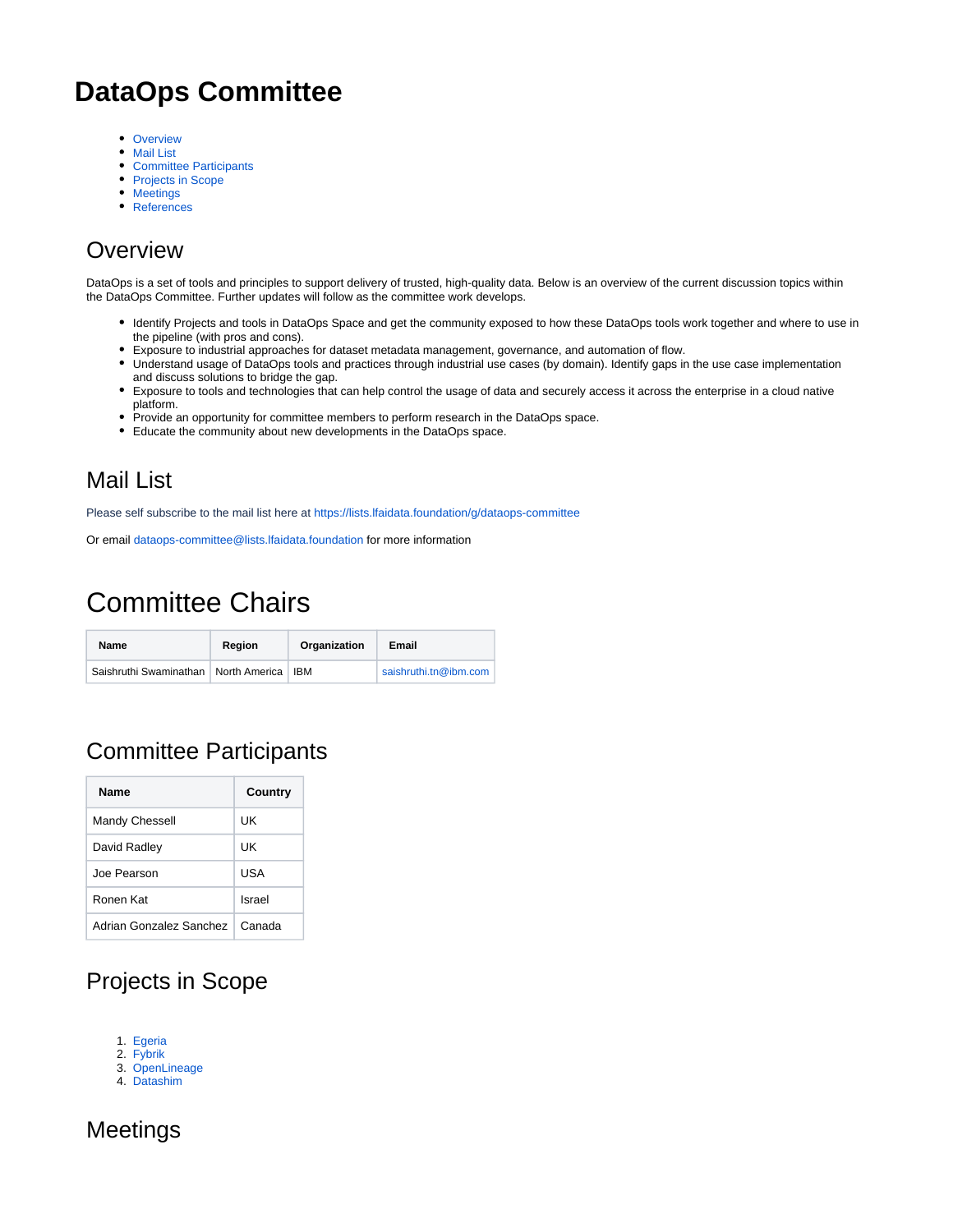# DataOps Committee

- Overview
- Mail List
- Committee Participants
- Projects in Scope
- Meetings
- References

## Overview

DataOps is a set of tools and principles to support delivery of trusted, high-quality data. Below is an overview of the current discussion topics within the DataOps Committee. Further updates will follow as the committee work develops.

- Identify Projects and tools in DataOps Space and get the community exposed to how these DataOps tools work together and where to use in the pipeline (with pros and cons).
- Exposure to industrial approaches for dataset metadata management, governance, and automation of flow.
- Understand usage of DataOps tools and practices through industrial use cases (by domain). Identify gaps in the use case implementation and discuss solutions to bridge the gap.
- Exposure to tools and technologies that can help control the usage of data and securely access it across the enterprise in a cloud native platform.
- Provide an opportunity for committee members to perform research in the DataOps space.
- Educate the community about new developments in the DataOps space.

## Mail List

Please self subscribe to the mail list here at https://lists.lfaidata.foundation/g/dataops-committee

Or email dataops-committee@lists.lfaidata.foundation for more information

# Committee Chairs

| Name | Region | Organization | Email |
|---|---|---|---|
| Saishruthi Swaminathan | North America | IBM | saishruthi.tn@ibm.com |

## Committee Participants

| Name | Country |
|---|---|
| Mandy Chessell | UK |
| David Radley | UK |
| Joe Pearson | USA |
| Ronen Kat | Israel |
| Adrian Gonzalez Sanchez | Canada |

## Projects in Scope

1. Egeria
2. Fybrik
3. OpenLineage
4. Datashim

## Meetings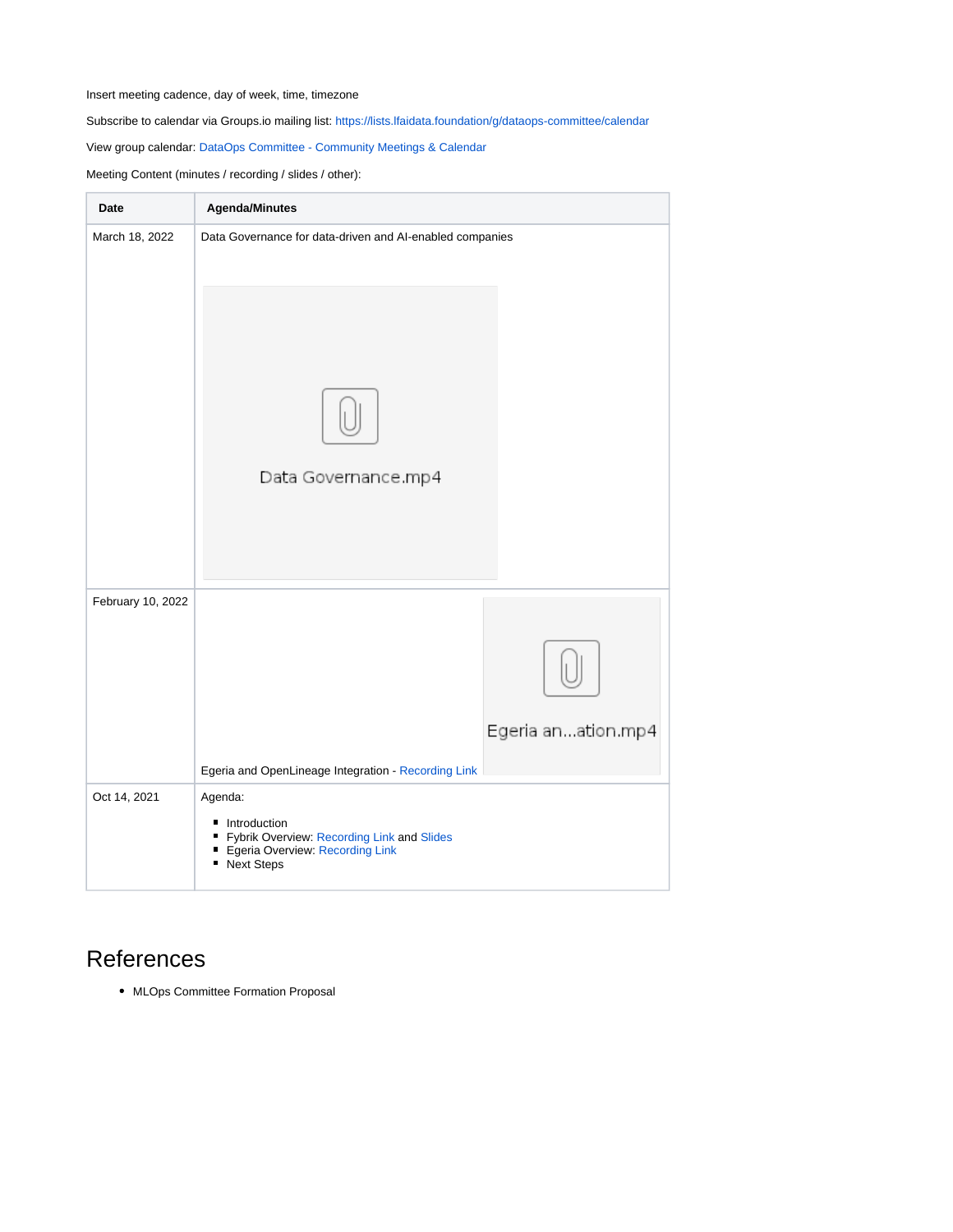Insert meeting cadence, day of week, time, timezone

Subscribe to calendar via Groups.io mailing list: https://lists.lfaidata.foundation/g/dataops-committee/calendar

View group calendar: DataOps Committee - Community Meetings & Calendar

Meeting Content (minutes / recording / slides / other):

| Date | Agenda/Minutes |
|---|---|
| March 18, 2022 | Data Governance for data-driven and AI-enabled companies<br><br>Data Governance.mp4 |
| February 10, 2022 | Egeria an...ation.mp4<br><br>Egeria and OpenLineage Integration - Recording Link |
| Oct 14, 2021 | Agenda:<br>- Introduction<br>- Fybrik Overview: Recording Link and Slides<br>- Egeria Overview: Recording Link<br>- Next Steps |

## References

- MLOps Committee Formation Proposal